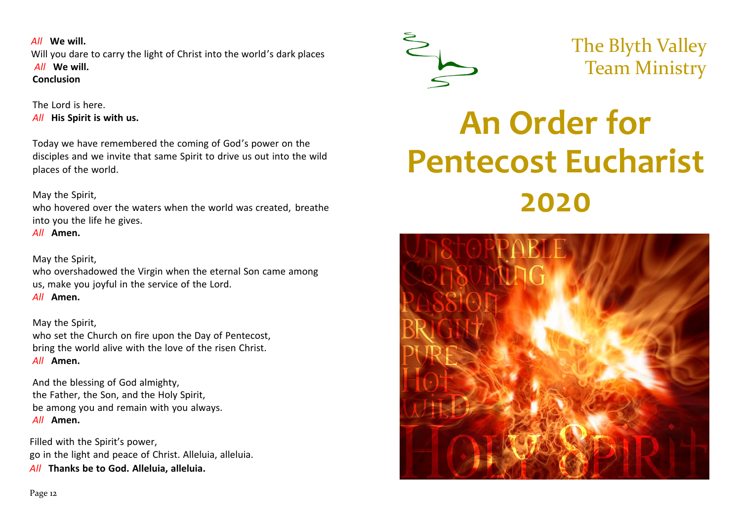*All* **We will.**
Will you dare to carry the light of Christ into the world's dark places
*All* **We will.**

**Conclusion**

The Lord is here.
*All* **His Spirit is with us.**

Today we have remembered the coming of God's power on the disciples and we invite that same Spirit to drive us out into the wild places of the world.

May the Spirit,
who hovered over the waters when the world was created, breathe into you the life he gives.
*All* **Amen.**

May the Spirit,
who overshadowed the Virgin when the eternal Son came among us, make you joyful in the service of the Lord.
*All* **Amen.**

May the Spirit,
who set the Church on fire upon the Day of Pentecost,
bring the world alive with the love of the risen Christ.
*All* **Amen.**

And the blessing of God almighty,
the Father, the Son, and the Holy Spirit,
be among you and remain with you always.
*All* **Amen.**

Filled with the Spirit's power,
go in the light and peace of Christ. Alleluia, alleluia.
*All* **Thanks be to God. Alleluia, alleluia.**

The Blyth Valley Team Ministry

# An Order for Pentecost Eucharist 2020

Unstoppable
Consuming
Passion
Bright
Pure
Hot
Wild
Holy Spirit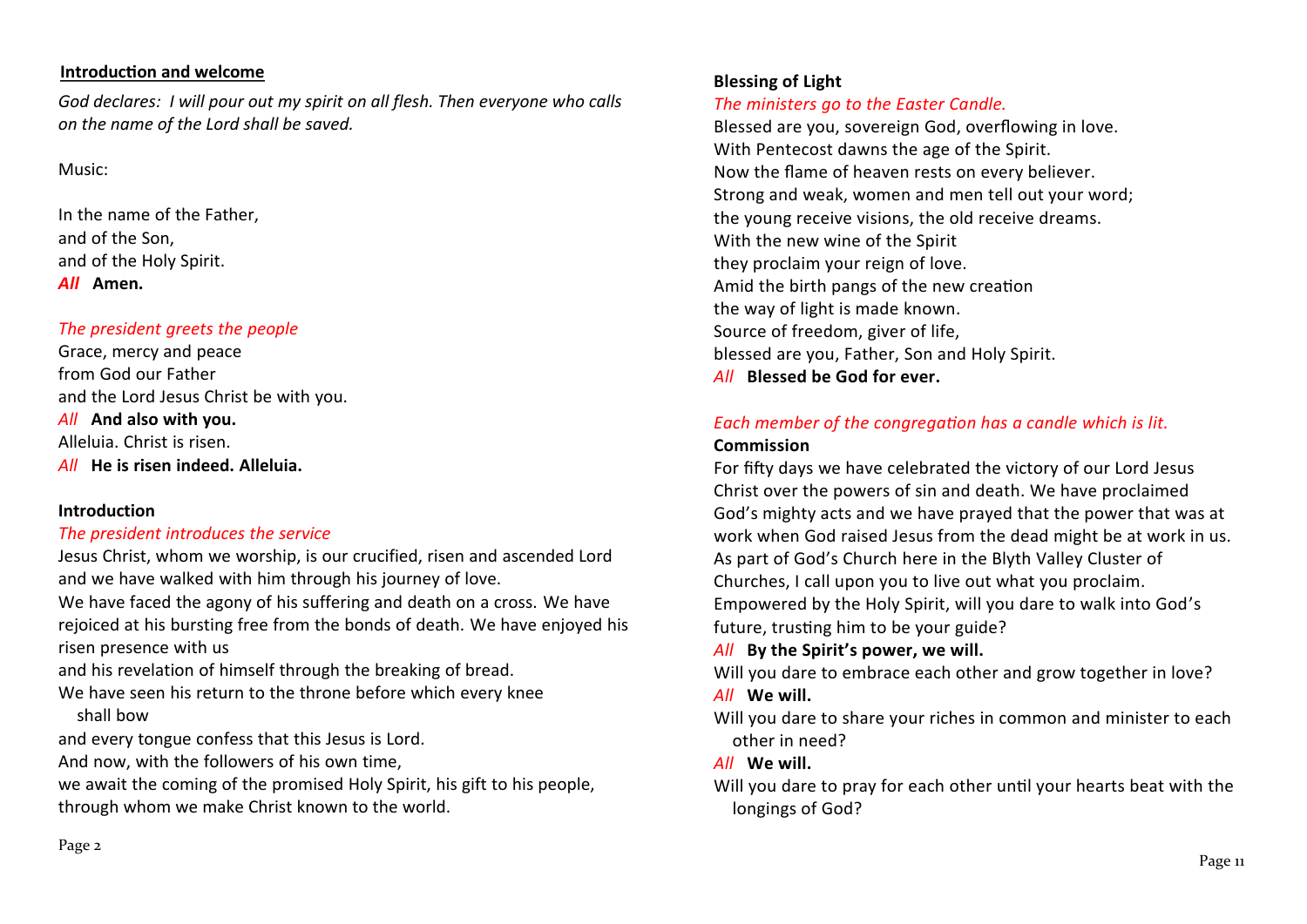## Introduction and welcome

*God declares: I will pour out my spirit on all flesh. Then everyone who calls on the name of the Lord shall be saved.*

Music:

In the name of the Father,
and of the Son,
and of the Holy Spirit.
***All*** **Amen.**

*The president greets the people*

Grace, mercy and peace
from God our Father
and the Lord Jesus Christ be with you.
*All* **And also with you.**
Alleluia. Christ is risen.
*All* **He is risen indeed. Alleluia.**

### Introduction

*The president introduces the service*

Jesus Christ, whom we worship, is our crucified, risen and ascended Lord and we have walked with him through his journey of love.
We have faced the agony of his suffering and death on a cross. We have rejoiced at his bursting free from the bonds of death. We have enjoyed his risen presence with us
and his revelation of himself through the breaking of bread.
We have seen his return to the throne before which every knee shall bow
and every tongue confess that this Jesus is Lord.
And now, with the followers of his own time,
we await the coming of the promised Holy Spirit, his gift to his people, through whom we make Christ known to the world.

### Blessing of Light

*The ministers go to the Easter Candle.*

Blessed are you, sovereign God, overflowing in love.
With Pentecost dawns the age of the Spirit.
Now the flame of heaven rests on every believer.
Strong and weak, women and men tell out your word;
the young receive visions, the old receive dreams.
With the new wine of the Spirit
they proclaim your reign of love.
Amid the birth pangs of the new creation
the way of light is made known.
Source of freedom, giver of life,
blessed are you, Father, Son and Holy Spirit.
*All* **Blessed be God for ever.**

*Each member of the congregation has a candle which is lit.*

### Commission

For fifty days we have celebrated the victory of our Lord Jesus Christ over the powers of sin and death. We have proclaimed God's mighty acts and we have prayed that the power that was at work when God raised Jesus from the dead might be at work in us. As part of God's Church here in the Blyth Valley Cluster of Churches, I call upon you to live out what you proclaim.
Empowered by the Holy Spirit, will you dare to walk into God's future, trusting him to be your guide?
*All* **By the Spirit's power, we will.**
Will you dare to embrace each other and grow together in love?
*All* **We will.**
Will you dare to share your riches in common and minister to each other in need?
*All* **We will.**
Will you dare to pray for each other until your hearts beat with the longings of God?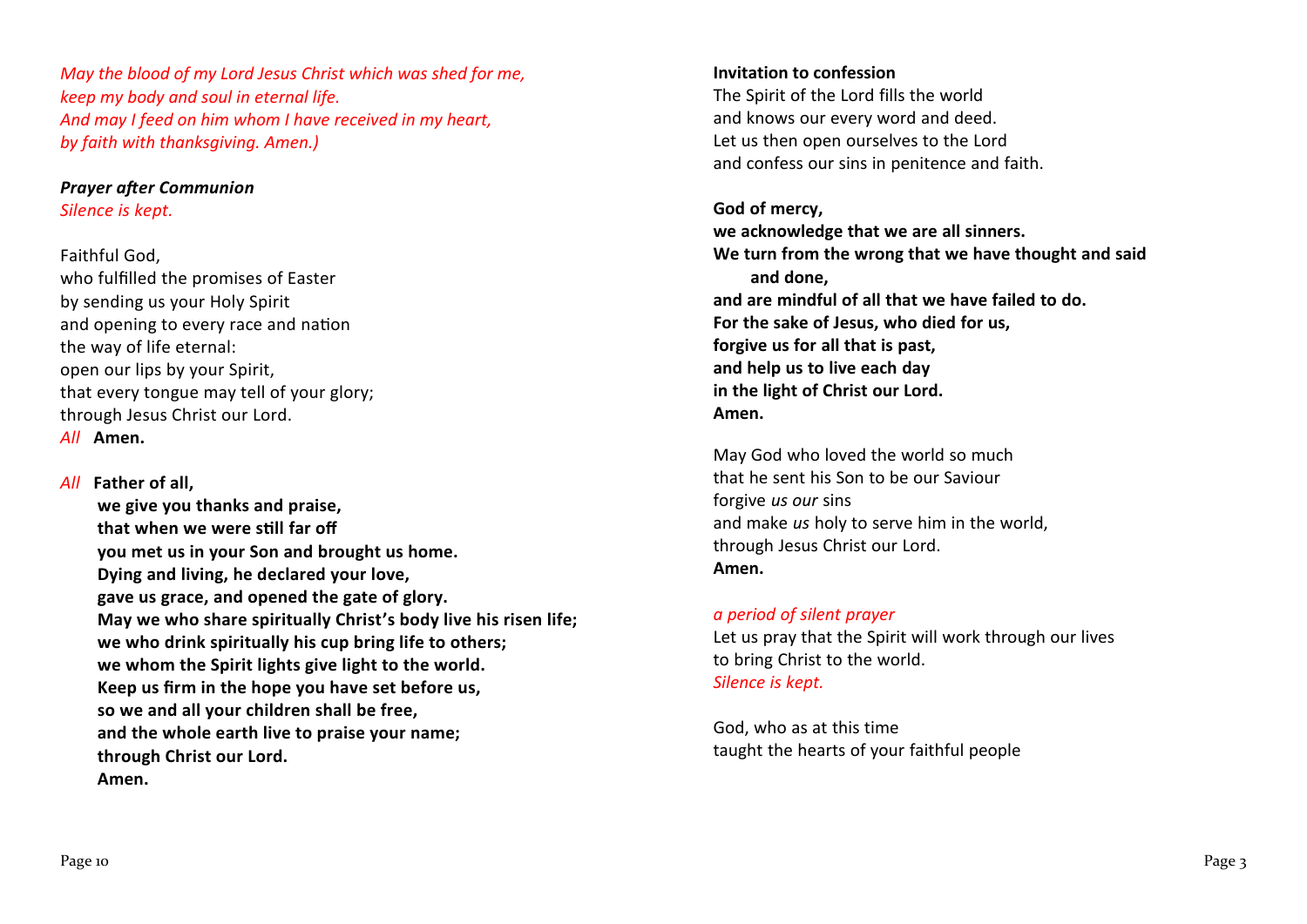*May the blood of my Lord Jesus Christ which was shed for me,*
*keep my body and soul in eternal life.*
*And may I feed on him whom I have received in my heart,*
*by faith with thanksgiving. Amen.)*

***Prayer after Communion***
*Silence is kept.*

Faithful God,
who fulfilled the promises of Easter
by sending us your Holy Spirit
and opening to every race and nation
the way of life eternal:
open our lips by your Spirit,
that every tongue may tell of your glory;
through Jesus Christ our Lord.
*All* **Amen.**

*All* **Father of all,**
**we give you thanks and praise,**
**that when we were still far off**
**you met us in your Son and brought us home.**
**Dying and living, he declared your love,**
**gave us grace, and opened the gate of glory.**
**May we who share spiritually Christ's body live his risen life;**
**we who drink spiritually his cup bring life to others;**
**we whom the Spirit lights give light to the world.**
**Keep us firm in the hope you have set before us,**
**so we and all your children shall be free,**
**and the whole earth live to praise your name;**
**through Christ our Lord.**
**Amen.**

**Invitation to confession**
The Spirit of the Lord fills the world
and knows our every word and deed.
Let us then open ourselves to the Lord
and confess our sins in penitence and faith.

**God of mercy,**
**we acknowledge that we are all sinners.**
**We turn from the wrong that we have thought and said and done,**
**and are mindful of all that we have failed to do.**
**For the sake of Jesus, who died for us,**
**forgive us for all that is past,**
**and help us to live each day**
**in the light of Christ our Lord.**
**Amen.**

May God who loved the world so much
that he sent his Son to be our Saviour
forgive *us our* sins
and make *us* holy to serve him in the world,
through Jesus Christ our Lord.
**Amen.**

*a period of silent prayer*
Let us pray that the Spirit will work through our lives
to bring Christ to the world.
*Silence is kept.*

God, who as at this time
taught the hearts of your faithful people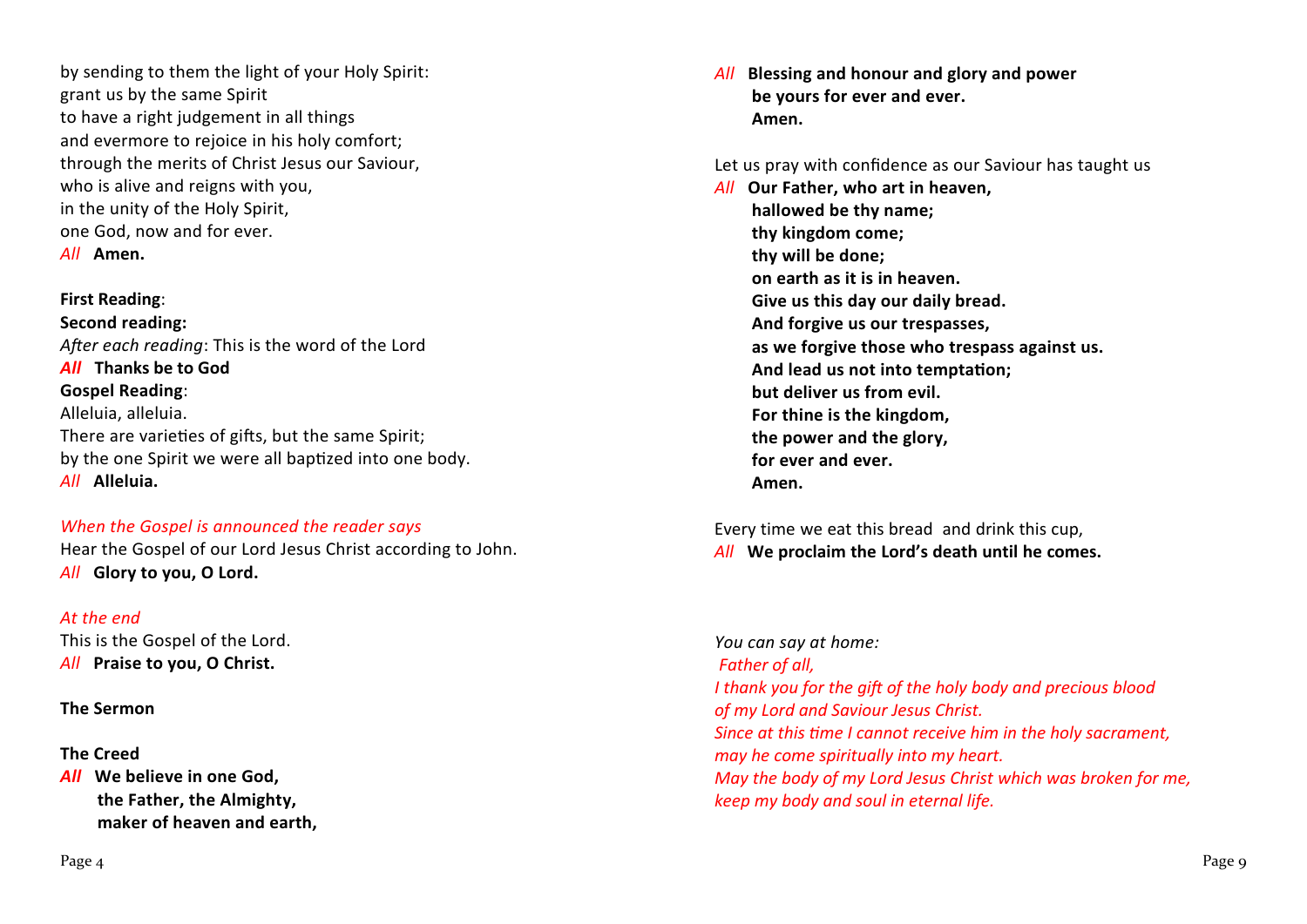by sending to them the light of your Holy Spirit:
grant us by the same Spirit
to have a right judgement in all things
and evermore to rejoice in his holy comfort;
through the merits of Christ Jesus our Saviour,
who is alive and reigns with you,
in the unity of the Holy Spirit,
one God, now and for ever.
*All* **Amen.**

**First Reading**:
**Second reading:**
*After each reading*: This is the word of the Lord
***All*** **Thanks be to God**
**Gospel Reading**:
Alleluia, alleluia.
There are varieties of gifts, but the same Spirit;
by the one Spirit we were all baptized into one body.
*All* **Alleluia.**

*When the Gospel is announced the reader says*
Hear the Gospel of our Lord Jesus Christ according to John.
*All* **Glory to you, O Lord.**

*At the end*
This is the Gospel of the Lord.
*All* **Praise to you, O Christ.**

**The Sermon**

**The Creed**
***All*** **We believe in one God,
the Father, the Almighty,
maker of heaven and earth,**

*All* **Blessing and honour and glory and power
be yours for ever and ever.
Amen.**

Let us pray with confidence as our Saviour has taught us
*All* **Our Father, who art in heaven,
hallowed be thy name;
thy kingdom come;
thy will be done;
on earth as it is in heaven.
Give us this day our daily bread.
And forgive us our trespasses,
as we forgive those who trespass against us.
And lead us not into temptation;
but deliver us from evil.
For thine is the kingdom,
the power and the glory,
for ever and ever.
Amen.**

Every time we eat this bread and drink this cup,
*All* **We proclaim the Lord's death until he comes.**

*You can say at home:*
*Father of all,*
*I thank you for the gift of the holy body and precious blood*
*of my Lord and Saviour Jesus Christ.*
*Since at this time I cannot receive him in the holy sacrament,*
*may he come spiritually into my heart.*
*May the body of my Lord Jesus Christ which was broken for me,*
*keep my body and soul in eternal life.*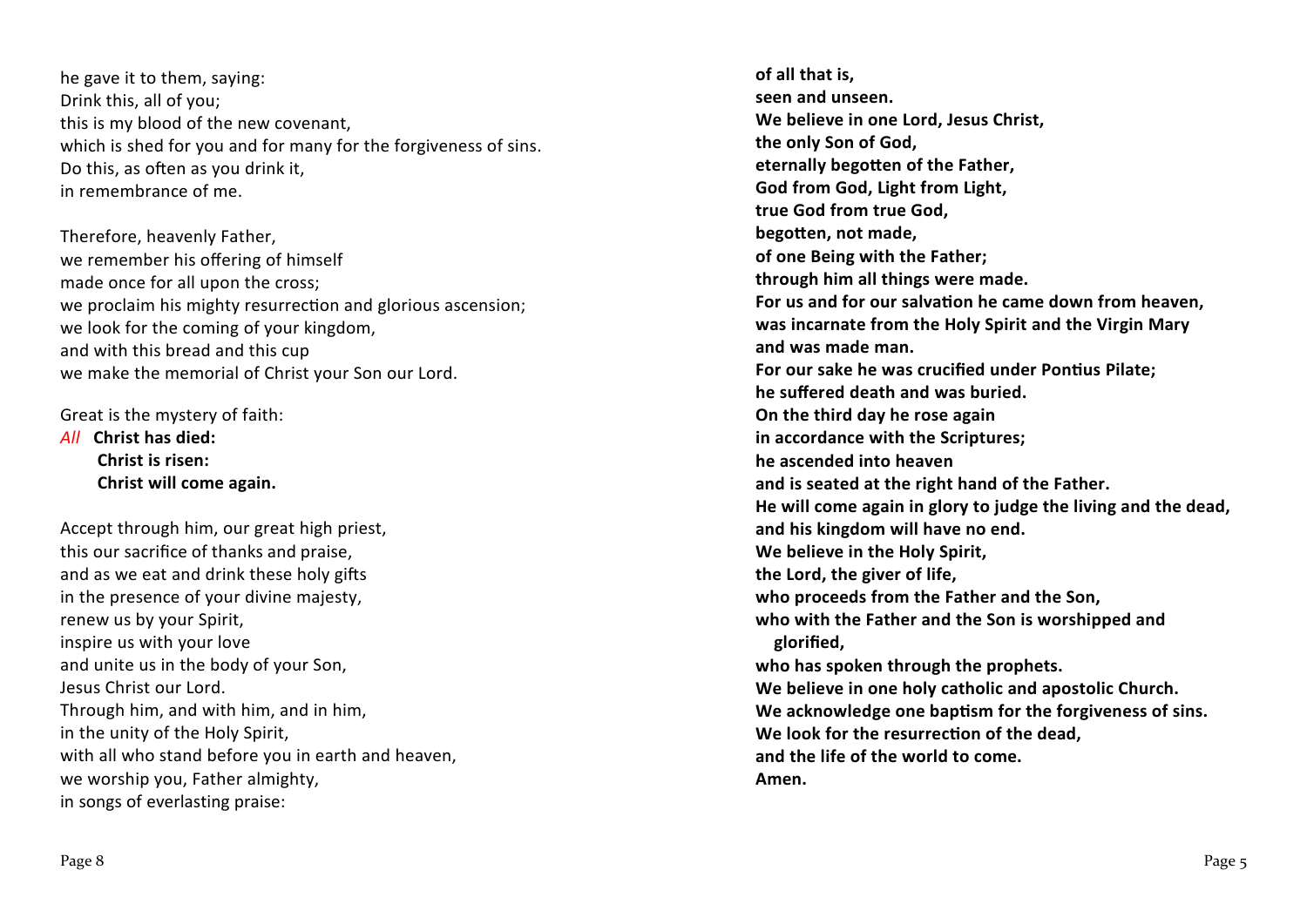he gave it to them, saying:
Drink this, all of you;
this is my blood of the new covenant,
which is shed for you and for many for the forgiveness of sins.
Do this, as often as you drink it,
in remembrance of me.

Therefore, heavenly Father,
we remember his offering of himself
made once for all upon the cross;
we proclaim his mighty resurrection and glorious ascension;
we look for the coming of your kingdom,
and with this bread and this cup
we make the memorial of Christ your Son our Lord.

Great is the mystery of faith:
*All* **Christ has died:**
**Christ is risen:**
**Christ will come again.**

Accept through him, our great high priest,
this our sacrifice of thanks and praise,
and as we eat and drink these holy gifts
in the presence of your divine majesty,
renew us by your Spirit,
inspire us with your love
and unite us in the body of your Son,
Jesus Christ our Lord.
Through him, and with him, and in him,
in the unity of the Holy Spirit,
with all who stand before you in earth and heaven,
we worship you, Father almighty,
in songs of everlasting praise:

**of all that is,**
**seen and unseen.**
**We believe in one Lord, Jesus Christ,**
**the only Son of God,**
**eternally begotten of the Father,**
**God from God, Light from Light,**
**true God from true God,**
**begotten, not made,**
**of one Being with the Father;**
**through him all things were made.**
**For us and for our salvation he came down from heaven,**
**was incarnate from the Holy Spirit and the Virgin Mary**
**and was made man.**
**For our sake he was crucified under Pontius Pilate;**
**he suffered death and was buried.**
**On the third day he rose again**
**in accordance with the Scriptures;**
**he ascended into heaven**
**and is seated at the right hand of the Father.**
**He will come again in glory to judge the living and the dead,**
**and his kingdom will have no end.**
**We believe in the Holy Spirit,**
**the Lord, the giver of life,**
**who proceeds from the Father and the Son,**
**who with the Father and the Son is worshipped and glorified,**
**who has spoken through the prophets.**
**We believe in one holy catholic and apostolic Church.**
**We acknowledge one baptism for the forgiveness of sins.**
**We look for the resurrection of the dead,**
**and the life of the world to come.**
**Amen.**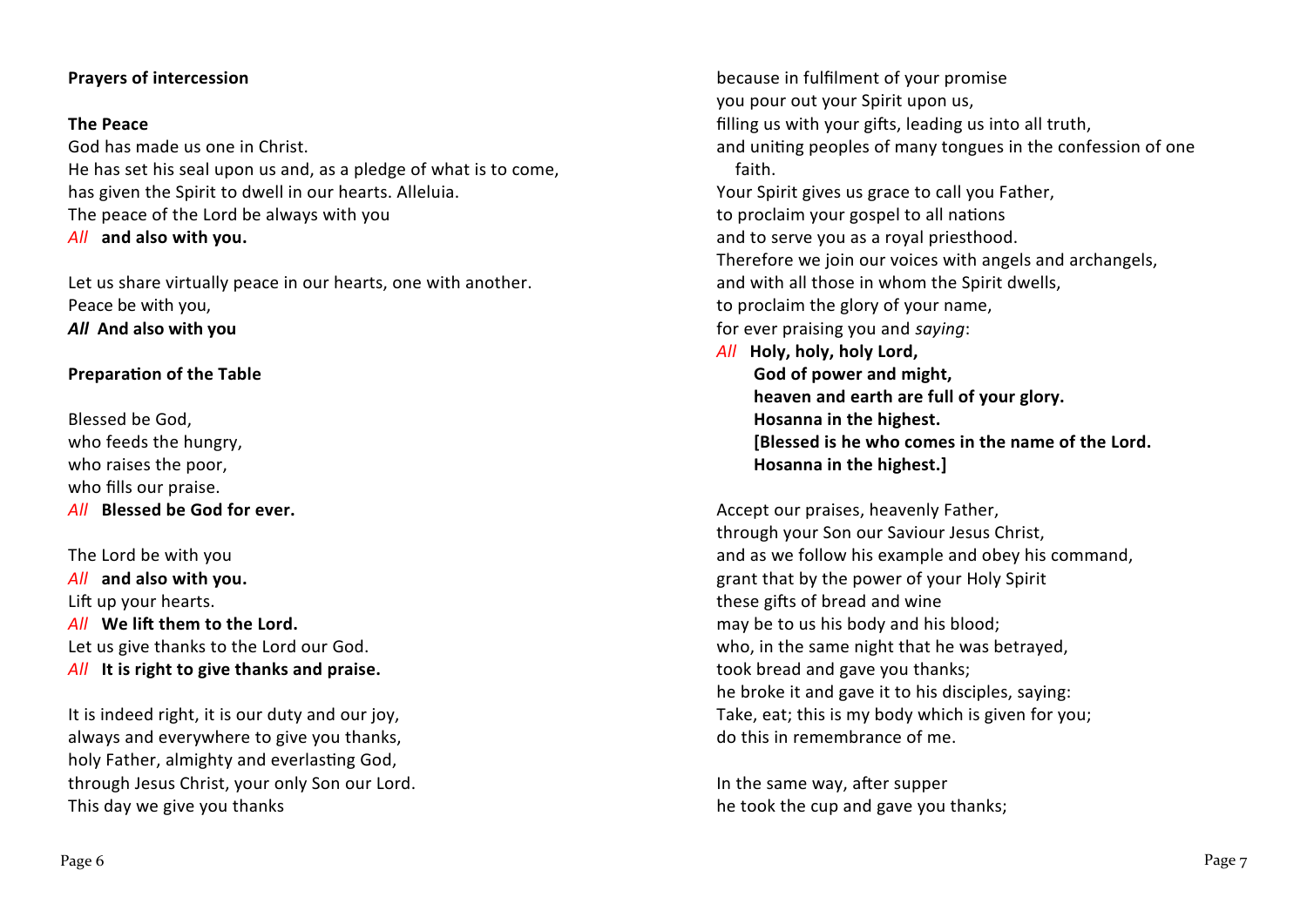**Prayers of intercession**

**The Peace**

God has made us one in Christ.
He has set his seal upon us and, as a pledge of what is to come,
has given the Spirit to dwell in our hearts. Alleluia.
The peace of the Lord be always with you
*All* **and also with you.**

Let us share virtually peace in our hearts, one with another.
Peace be with you,
***All*** **And also with you**

**Preparation of the Table**

Blessed be God,
who feeds the hungry,
who raises the poor,
who fills our praise.
*All* **Blessed be God for ever.**

The Lord be with you
*All* **and also with you.**
Lift up your hearts.
*All* **We lift them to the Lord.**
Let us give thanks to the Lord our God.
*All* **It is right to give thanks and praise.**

It is indeed right, it is our duty and our joy,
always and everywhere to give you thanks,
holy Father, almighty and everlasting God,
through Jesus Christ, your only Son our Lord.
This day we give you thanks
because in fulfilment of your promise
you pour out your Spirit upon us,
filling us with your gifts, leading us into all truth,
and uniting peoples of many tongues in the confession of one faith.
Your Spirit gives us grace to call you Father,
to proclaim your gospel to all nations
and to serve you as a royal priesthood.
Therefore we join our voices with angels and archangels,
and with all those in whom the Spirit dwells,
to proclaim the glory of your name,
for ever praising you and *saying*:
*All* **Holy, holy, holy Lord,**
**God of power and might,**
**heaven and earth are full of your glory.**
**Hosanna in the highest.**
**[Blessed is he who comes in the name of the Lord.**
**Hosanna in the highest.]**

Accept our praises, heavenly Father,
through your Son our Saviour Jesus Christ,
and as we follow his example and obey his command,
grant that by the power of your Holy Spirit
these gifts of bread and wine
may be to us his body and his blood;
who, in the same night that he was betrayed,
took bread and gave you thanks;
he broke it and gave it to his disciples, saying:
Take, eat; this is my body which is given for you;
do this in remembrance of me.

In the same way, after supper
he took the cup and gave you thanks;